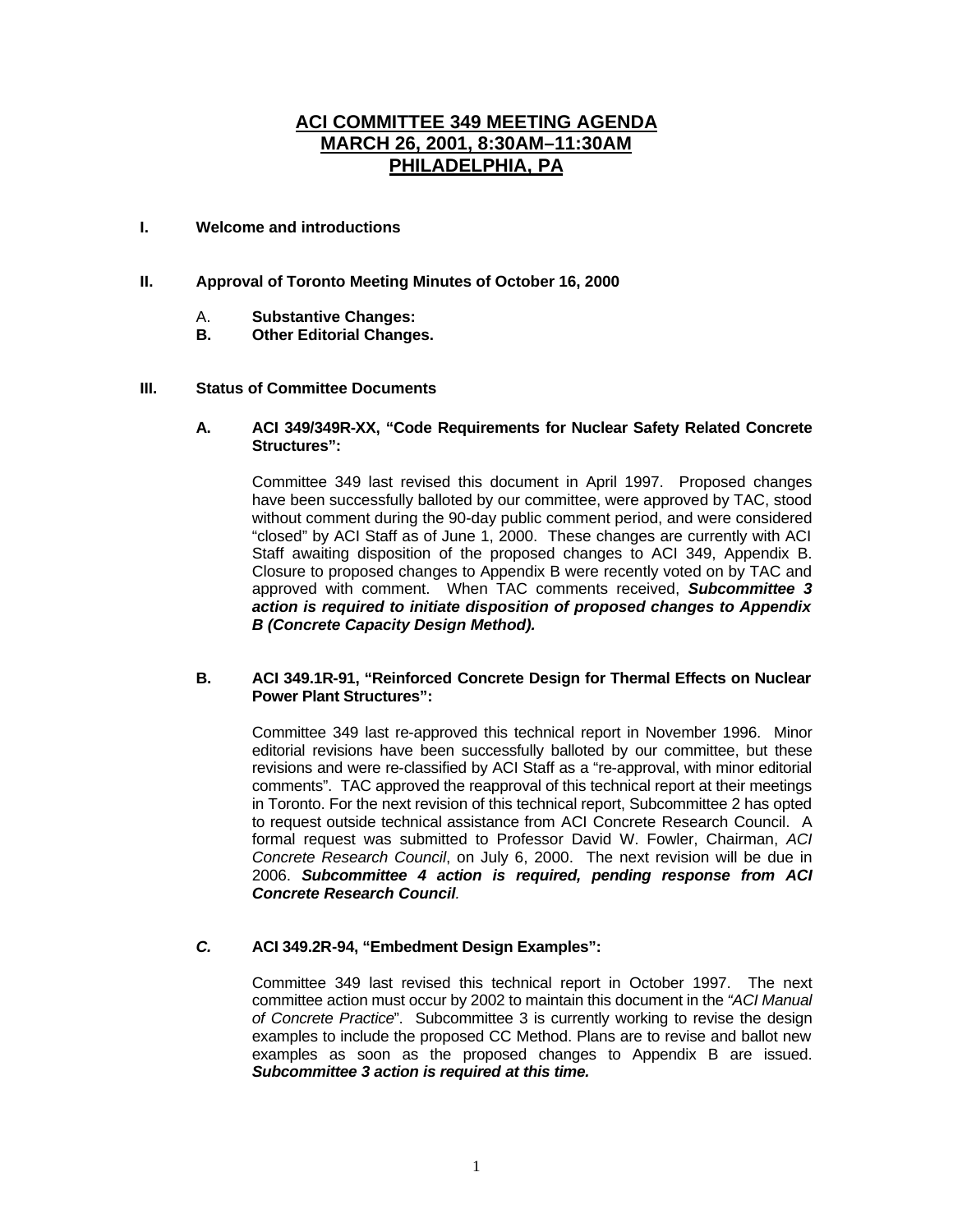# ACI COMMITTEE 349 MEETING AGENDA
# MARCH 26, 2001, 8:30AM–11:30AM
# PHILADELPHIA, PA

**I. Welcome and introductions**

**II. Approval of Toronto Meeting Minutes of October 16, 2000**

A. **Substantive Changes:**

**B. Other Editorial Changes.**

**III. Status of Committee Documents**

**A. ACI 349/349R-XX, "Code Requirements for Nuclear Safety Related Concrete Structures":**

Committee 349 last revised this document in April 1997. Proposed changes have been successfully balloted by our committee, were approved by TAC, stood without comment during the 90-day public comment period, and were considered "closed" by ACI Staff as of June 1, 2000. These changes are currently with ACI Staff awaiting disposition of the proposed changes to ACI 349, Appendix B. Closure to proposed changes to Appendix B were recently voted on by TAC and approved with comment. When TAC comments received, ***Subcommittee 3 action is required to initiate disposition of proposed changes to Appendix B (Concrete Capacity Design Method).***

**B. ACI 349.1R-91, "Reinforced Concrete Design for Thermal Effects on Nuclear Power Plant Structures":**

Committee 349 last re-approved this technical report in November 1996. Minor editorial revisions have been successfully balloted by our committee, but these revisions and were re-classified by ACI Staff as a "re-approval, with minor editorial comments". TAC approved the reapproval of this technical report at their meetings in Toronto. For the next revision of this technical report, Subcommittee 2 has opted to request outside technical assistance from ACI Concrete Research Council. A formal request was submitted to Professor David W. Fowler, Chairman, *ACI Concrete Research Council*, on July 6, 2000. The next revision will be due in 2006. ***Subcommittee 4 action is required, pending response from ACI Concrete Research Council***.

***C.* ACI 349.2R-94, "Embedment Design Examples":**

Committee 349 last revised this technical report in October 1997. The next committee action must occur by 2002 to maintain this document in the *"ACI Manual of Concrete Practice*". Subcommittee 3 is currently working to revise the design examples to include the proposed CC Method. Plans are to revise and ballot new examples as soon as the proposed changes to Appendix B are issued. ***Subcommittee 3 action is required at this time.***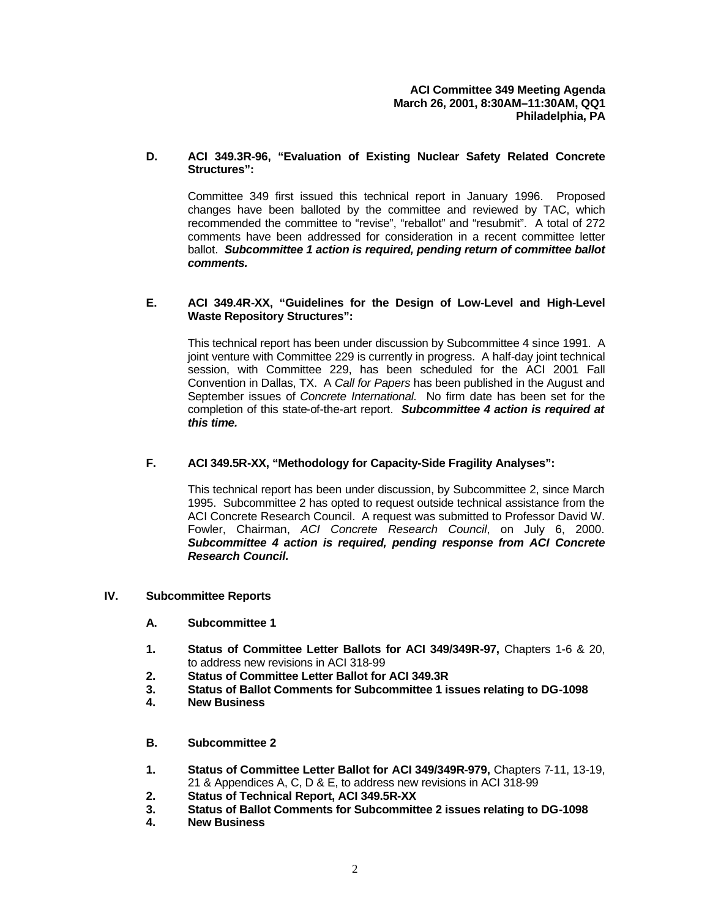**ACI Committee 349 Meeting Agenda**
**March 26, 2001, 8:30AM–11:30AM, QQ1**
**Philadelphia, PA**

**D. ACI 349.3R-96, "Evaluation of Existing Nuclear Safety Related Concrete Structures":**

Committee 349 first issued this technical report in January 1996. Proposed changes have been balloted by the committee and reviewed by TAC, which recommended the committee to "revise", "reballot" and "resubmit". A total of 272 comments have been addressed for consideration in a recent committee letter ballot. ***Subcommittee 1 action is required, pending return of committee ballot comments.***

**E. ACI 349.4R-XX, "Guidelines for the Design of Low-Level and High-Level Waste Repository Structures":**

This technical report has been under discussion by Subcommittee 4 since 1991. A joint venture with Committee 229 is currently in progress. A half-day joint technical session, with Committee 229, has been scheduled for the ACI 2001 Fall Convention in Dallas, TX. A *Call for Papers* has been published in the August and September issues of *Concrete International*. No firm date has been set for the completion of this state-of-the-art report. ***Subcommittee 4 action is required at this time.***

**F. ACI 349.5R-XX, "Methodology for Capacity-Side Fragility Analyses":**

This technical report has been under discussion, by Subcommittee 2, since March 1995. Subcommittee 2 has opted to request outside technical assistance from the ACI Concrete Research Council. A request was submitted to Professor David W. Fowler, Chairman, *ACI Concrete Research Council*, on July 6, 2000. ***Subcommittee 4 action is required, pending response from ACI Concrete Research Council.***

**IV. Subcommittee Reports**

**A. Subcommittee 1**

1. **Status of Committee Letter Ballots for ACI 349/349R-97,** Chapters 1-6 & 20, to address new revisions in ACI 318-99
2. **Status of Committee Letter Ballot for ACI 349.3R**
3. **Status of Ballot Comments for Subcommittee 1 issues relating to DG-1098**
4. **New Business**

**B. Subcommittee 2**

1. **Status of Committee Letter Ballot for ACI 349/349R-979,** Chapters 7-11, 13-19, 21 & Appendices A, C, D & E, to address new revisions in ACI 318-99
2. **Status of Technical Report, ACI 349.5R-XX**
3. **Status of Ballot Comments for Subcommittee 2 issues relating to DG-1098**
4. **New Business**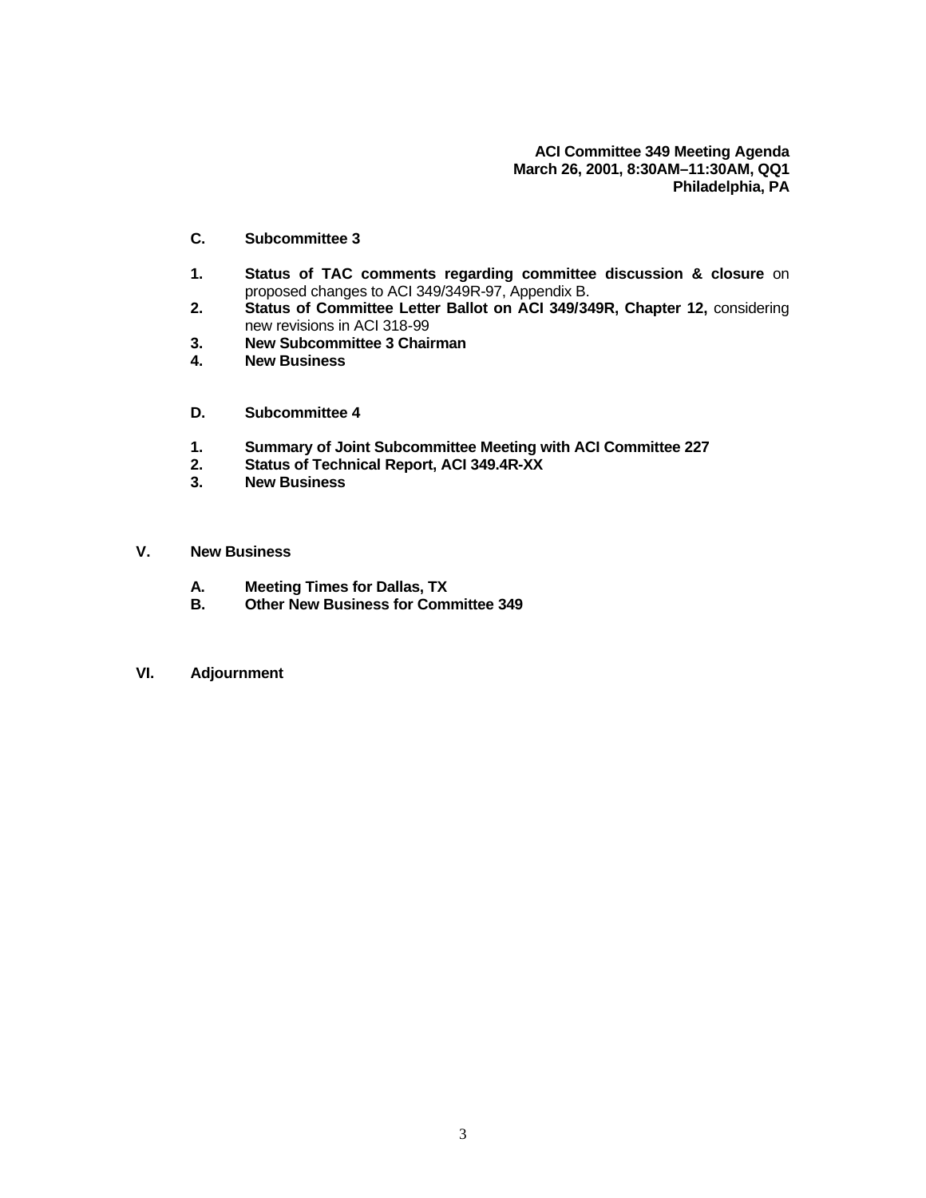**ACI Committee 349 Meeting Agenda**
**March 26, 2001, 8:30AM–11:30AM, QQ1**
**Philadelphia, PA**

**C. Subcommittee 3**

1. **Status of TAC comments regarding committee discussion & closure** on proposed changes to ACI 349/349R-97, Appendix B.
2. **Status of Committee Letter Ballot on ACI 349/349R, Chapter 12,** considering new revisions in ACI 318-99
3. **New Subcommittee 3 Chairman**
4. **New Business**

**D. Subcommittee 4**

1. **Summary of Joint Subcommittee Meeting with ACI Committee 227**
2. **Status of Technical Report, ACI 349.4R-XX**
3. **New Business**

**V. New Business**

**A. Meeting Times for Dallas, TX**
**B. Other New Business for Committee 349**

**VI. Adjournment**